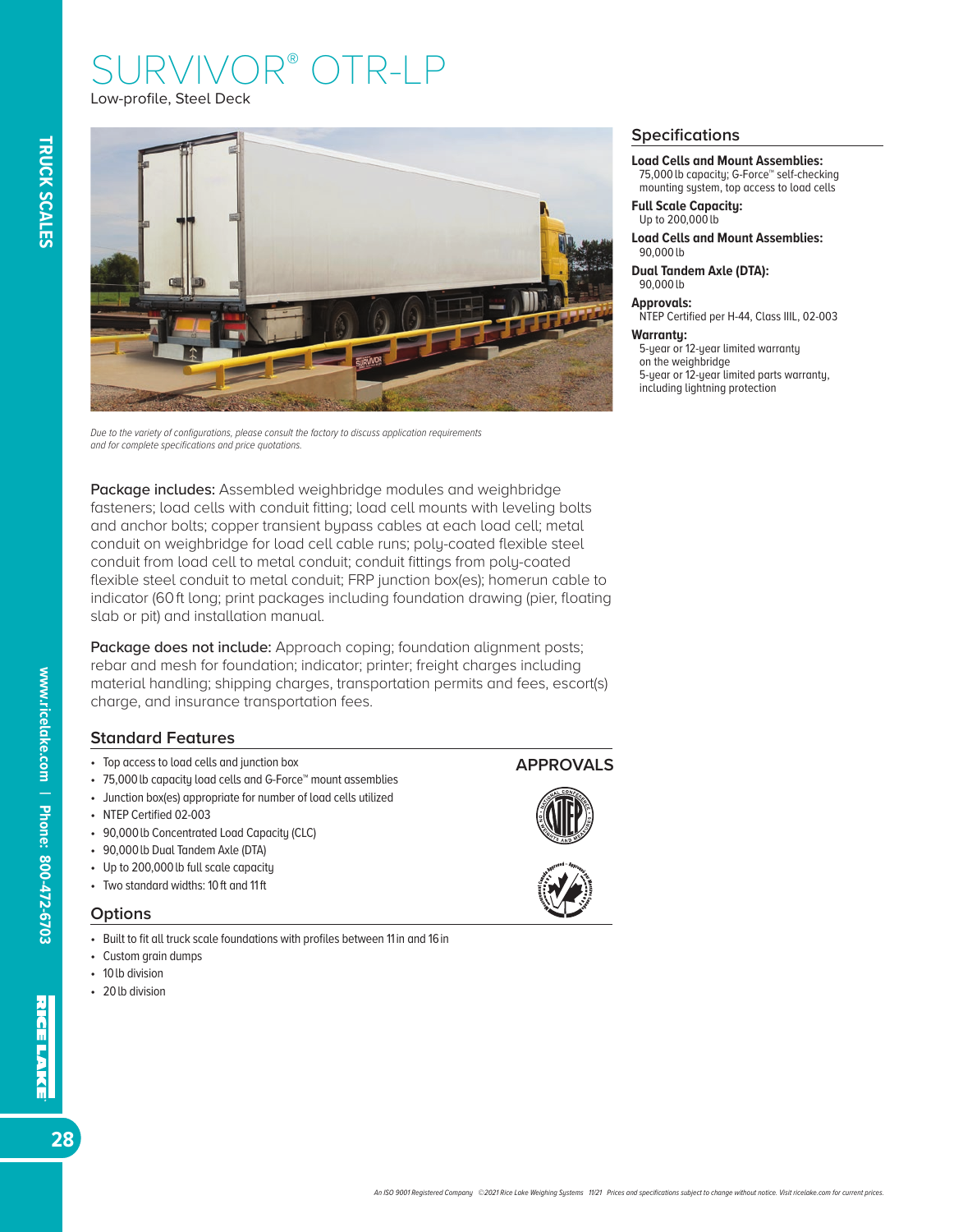# SURVIVOR® OTR-LP

Low-profile, Steel Deck

*Due to the variety of configurations, please consult the factory to discuss application requirements and for complete specifications and price quotations.*

**Package includes:** Assembled weighbridge modules and weighbridge fasteners; load cells with conduit fitting; load cell mounts with leveling bolts and anchor bolts; copper transient bypass cables at each load cell; metal conduit on weighbridge for load cell cable runs; poly-coated flexible steel conduit from load cell to metal conduit; conduit fittings from poly-coated flexible steel conduit to metal conduit; FRP junction box(es); homerun cable to indicator (60 ft long; print packages including foundation drawing (pier, floating slab or pit) and installation manual.

**Package does not include:** Approach coping; foundation alignment posts; rebar and mesh for foundation; indicator; printer; freight charges including material handling; shipping charges, transportation permits and fees, escort(s) charge, and insurance transportation fees.

## Standard Features

- Top access to load cells and junction box
- 75,000 lb capacity load cells and G-Force™ mount assemblies
- Junction box(es) appropriate for number of load cells utilized
- NTEP Certified 02-003
- 90,000 lb Concentrated Load Capacity (CLC)
- 90,000 lb Dual Tandem Axle (DTA)
- Up to 200,000 lb full scale capacity
- Two standard widths: 10 ft and 11 ft

## Options

- Built to fit all truck scale foundations with profiles between 11 in and 16 in
- Custom grain dumps
- 10 lb division
- 20 lb division

## APPROVALS

## Specifications

**Load Cells and Mount Assemblies:**
75,000 lb capacity; G-Force™ self-checking mounting system, top access to load cells

**Full Scale Capacity:**
Up to 200,000 lb

**Load Cells and Mount Assemblies:**
90,000 lb

**Dual Tandem Axle (DTA):**
90,000 lb

**Approvals:**
NTEP Certified per H-44, Class IIIL, 02-003

**Warranty:**
5-year or 12-year limited warranty on the weighbridge
5-year or 12-year limited parts warranty, including lightning protection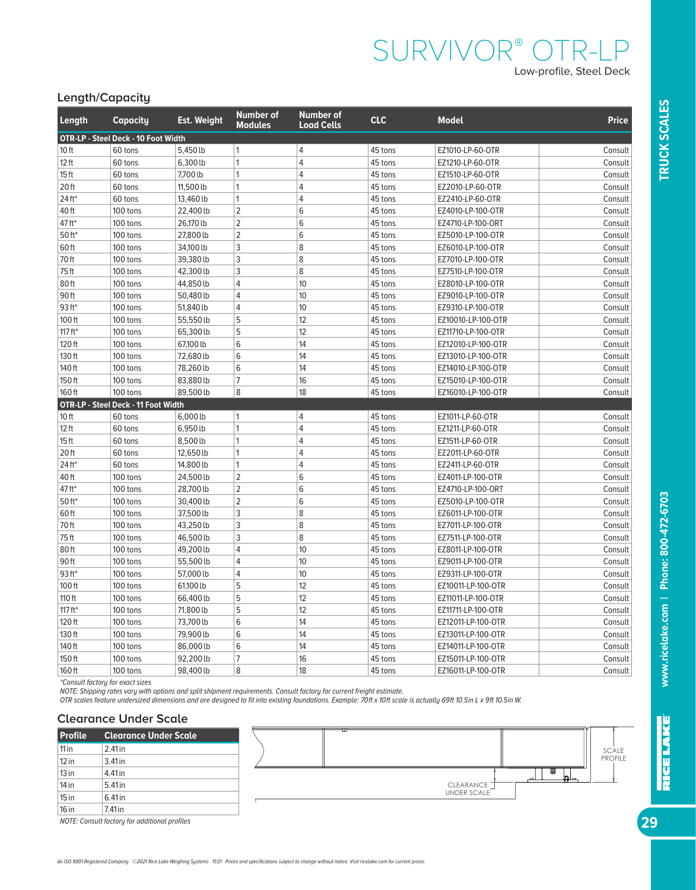# SURVIVOR® OTR-LP

Low-profile, Steel Deck

## Length/Capacity

| Length | Capacity | Est. Weight | Number of Modules | Number of Load Cells | CLC | Model | Price |
|---|---|---|---|---|---|---|---|
| **OTR-LP - Steel Deck - 10 Foot Width** | | | | | | | |
| 10 ft | 60 tons | 5,450 lb | 1 | 4 | 45 tons | EZ1010-LP-60-OTR | Consult |
| 12 ft | 60 tons | 6,300 lb | 1 | 4 | 45 tons | EZ1210-LP-60-OTR | Consult |
| 15 ft | 60 tons | 7,700 lb | 1 | 4 | 45 tons | EZ1510-LP-60-OTR | Consult |
| 20 ft | 60 tons | 11,500 lb | 1 | 4 | 45 tons | EZ2010-LP-60-OTR | Consult |
| 24 ft* | 60 tons | 13,460 lb | 1 | 4 | 45 tons | EZ2410-LP-60-OTR | Consult |
| 40 ft | 100 tons | 22,400 lb | 2 | 6 | 45 tons | EZ4010-LP-100-OTR | Consult |
| 47 ft* | 100 tons | 26,170 lb | 2 | 6 | 45 tons | EZ4710-LP-100-ORT | Consult |
| 50 ft* | 100 tons | 27,800 lb | 2 | 6 | 45 tons | EZ5010-LP-100-OTR | Consult |
| 60 ft | 100 tons | 34,100 lb | 3 | 8 | 45 tons | EZ6010-LP-100-OTR | Consult |
| 70 ft | 100 tons | 39,380 lb | 3 | 8 | 45 tons | EZ7010-LP-100-OTR | Consult |
| 75 ft | 100 tons | 42,300 lb | 3 | 8 | 45 tons | EZ7510-LP-100-OTR | Consult |
| 80 ft | 100 tons | 44,850 lb | 4 | 10 | 45 tons | EZ8010-LP-100-OTR | Consult |
| 90 ft | 100 tons | 50,480 lb | 4 | 10 | 45 tons | EZ9010-LP-100-OTR | Consult |
| 93 ft* | 100 tons | 51,840 lb | 4 | 10 | 45 tons | EZ9310-LP-100-OTR | Consult |
| 100 ft | 100 tons | 55,550 lb | 5 | 12 | 45 tons | EZ10010-LP-100-OTR | Consult |
| 117 ft* | 100 tons | 65,300 lb | 5 | 12 | 45 tons | EZ11710-LP-100-OTR | Consult |
| 120 ft | 100 tons | 67,100 lb | 6 | 14 | 45 tons | EZ12010-LP-100-OTR | Consult |
| 130 ft | 100 tons | 72,680 lb | 6 | 14 | 45 tons | EZ13010-LP-100-OTR | Consult |
| 140 ft | 100 tons | 78,260 lb | 6 | 14 | 45 tons | EZ14010-LP-100-OTR | Consult |
| 150 ft | 100 tons | 83,880 lb | 7 | 16 | 45 tons | EZ15010-LP-100-OTR | Consult |
| 160 ft | 100 tons | 89,500 lb | 8 | 18 | 45 tons | EZ16010-LP-100-OTR | Consult |
| **OTR-LP - Steel Deck - 11 Foot Width** | | | | | | | |
| 10 ft | 60 tons | 6,000 lb | 1 | 4 | 45 tons | EZ1011-LP-60-OTR | Consult |
| 12 ft | 60 tons | 6,950 lb | 1 | 4 | 45 tons | EZ1211-LP-60-OTR | Consult |
| 15 ft | 60 tons | 8,500 lb | 1 | 4 | 45 tons | EZ1511-LP-60-OTR | Consult |
| 20 ft | 60 tons | 12,650 lb | 1 | 4 | 45 tons | EZ2011-LP-60-OTR | Consult |
| 24 ft* | 60 tons | 14,800 lb | 1 | 4 | 45 tons | EZ2411-LP-60-OTR | Consult |
| 40 ft | 100 tons | 24,500 lb | 2 | 6 | 45 tons | EZ4011-LP-100-OTR | Consult |
| 47 ft* | 100 tons | 28,700 lb | 2 | 6 | 45 tons | EZ4710-LP-100-ORT | Consult |
| 50 ft* | 100 tons | 30,400 lb | 2 | 6 | 45 tons | EZ5010-LP-100-OTR | Consult |
| 60 ft | 100 tons | 37,500 lb | 3 | 8 | 45 tons | EZ6011-LP-100-OTR | Consult |
| 70 ft | 100 tons | 43,250 lb | 3 | 8 | 45 tons | EZ7011-LP-100-OTR | Consult |
| 75 ft | 100 tons | 46,500 lb | 3 | 8 | 45 tons | EZ7511-LP-100-OTR | Consult |
| 80 ft | 100 tons | 49,200 lb | 4 | 10 | 45 tons | EZ8011-LP-100-OTR | Consult |
| 90 ft | 100 tons | 55,500 lb | 4 | 10 | 45 tons | EZ9011-LP-100-OTR | Consult |
| 93 ft* | 100 tons | 57,000 lb | 4 | 10 | 45 tons | EZ9311-LP-100-OTR | Consult |
| 100 ft | 100 tons | 61,100 lb | 5 | 12 | 45 tons | EZ10011-LP-100-OTR | Consult |
| 110 ft | 100 tons | 66,400 lb | 5 | 12 | 45 tons | EZ11011-LP-100-OTR | Consult |
| 117 ft* | 100 tons | 71,800 lb | 5 | 12 | 45 tons | EZ11711-LP-100-OTR | Consult |
| 120 ft | 100 tons | 73,700 lb | 6 | 14 | 45 tons | EZ12011-LP-100-OTR | Consult |
| 130 ft | 100 tons | 79,900 lb | 6 | 14 | 45 tons | EZ13011-LP-100-OTR | Consult |
| 140 ft | 100 tons | 86,000 lb | 6 | 14 | 45 tons | EZ14011-LP-100-OTR | Consult |
| 150 ft | 100 tons | 92,200 lb | 7 | 16 | 45 tons | EZ15011-LP-100-OTR | Consult |
| 160 ft | 100 tons | 98,400 lb | 8 | 18 | 45 tons | EZ16011-LP-100-OTR | Consult |

*\*Consult factory for exact sizes*

*NOTE: Shipping rates vary with options and split shipment requirements. Consult factory for current freight estimate.*

*OTR scales feature undersized dimensions and are designed to fit into existing foundations. Example: 70ft x 10ft scale is actually 69ft 10.5in L x 9ft 10.5in W.*

## Clearance Under Scale

| Profile | Clearance Under Scale |
|---|---|
| 11 in | 2.41 in |
| 12 in | 3.41 in |
| 13 in | 4.41 in |
| 14 in | 5.41 in |
| 15 in | 6.41 in |
| 16 in | 7.41 in |

*NOTE: Consult factory for additional profiles*

SCALE PROFILE

CLEARANCE UNDER SCALE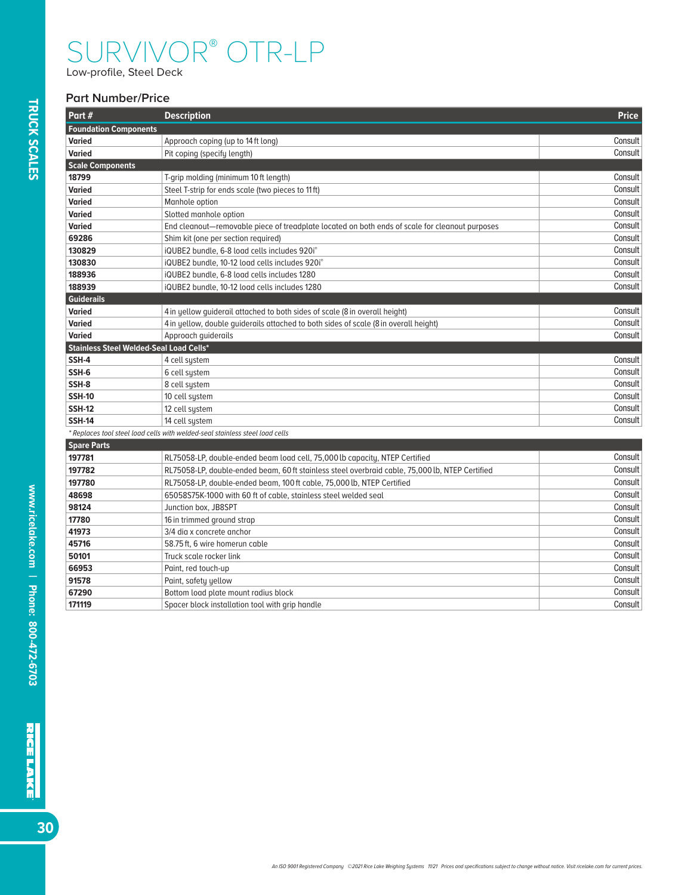# SURVIVOR® OTR-LP

Low-profile, Steel Deck

## Part Number/Price

| Part # | Description | Price |
|---|---|---|
| **Foundation Components** | | |
| **Varied** | Approach coping (up to 14 ft long) | Consult |
| **Varied** | Pit coping (specify length) | Consult |
| **Scale Components** | | |
| **18799** | T-grip molding (minimum 10 ft length) | Consult |
| **Varied** | Steel T-strip for ends scale (two pieces to 11 ft) | Consult |
| **Varied** | Manhole option | Consult |
| **Varied** | Slotted manhole option | Consult |
| **Varied** | End cleanout—removable piece of treadplate located on both ends of scale for cleanout purposes | Consult |
| **69286** | Shim kit (one per section required) | Consult |
| **130829** | iQUBE2 bundle, 6-8 load cells includes 920i® | Consult |
| **130830** | iQUBE2 bundle, 10-12 load cells includes 920i® | Consult |
| **188936** | iQUBE2 bundle, 6-8 load cells includes 1280 | Consult |
| **188939** | iQUBE2 bundle, 10-12 load cells includes 1280 | Consult |
| **Guiderails** | | |
| **Varied** | 4 in yellow guiderail attached to both sides of scale (8 in overall height) | Consult |
| **Varied** | 4 in yellow, double guiderails attached to both sides of scale (8 in overall height) | Consult |
| **Varied** | Approach guiderails | Consult |
| **Stainless Steel Welded-Seal Load Cells*** | | |
| **SSH-4** | 4 cell system | Consult |
| **SSH-6** | 6 cell system | Consult |
| **SSH-8** | 8 cell system | Consult |
| **SSH-10** | 10 cell system | Consult |
| **SSH-12** | 12 cell system | Consult |
| **SSH-14** | 14 cell system | Consult |

*\* Replaces tool steel load cells with welded-seal stainless steel load cells*

| Part # | Description | Price |
|---|---|---|
| **Spare Parts** | | |
| **197781** | RL75058-LP, double-ended beam load cell, 75,000 lb capacity, NTEP Certified | Consult |
| **197782** | RL75058-LP, double-ended beam, 60 ft stainless steel overbraid cable, 75,000 lb, NTEP Certified | Consult |
| **197780** | RL75058-LP, double-ended beam, 100 ft cable, 75,000 lb, NTEP Certified | Consult |
| **48698** | 65058S75K-1000 with 60 ft of cable, stainless steel welded seal | Consult |
| **98124** | Junction box, JB8SPT | Consult |
| **17780** | 16 in trimmed ground strap | Consult |
| **41973** | 3/4 dia x concrete anchor | Consult |
| **45716** | 58.75 ft, 6 wire homerun cable | Consult |
| **50101** | Truck scale rocker link | Consult |
| **66953** | Paint, red touch-up | Consult |
| **91578** | Paint, safety yellow | Consult |
| **67290** | Bottom load plate mount radius block | Consult |
| **171119** | Spacer block installation tool with grip handle | Consult |